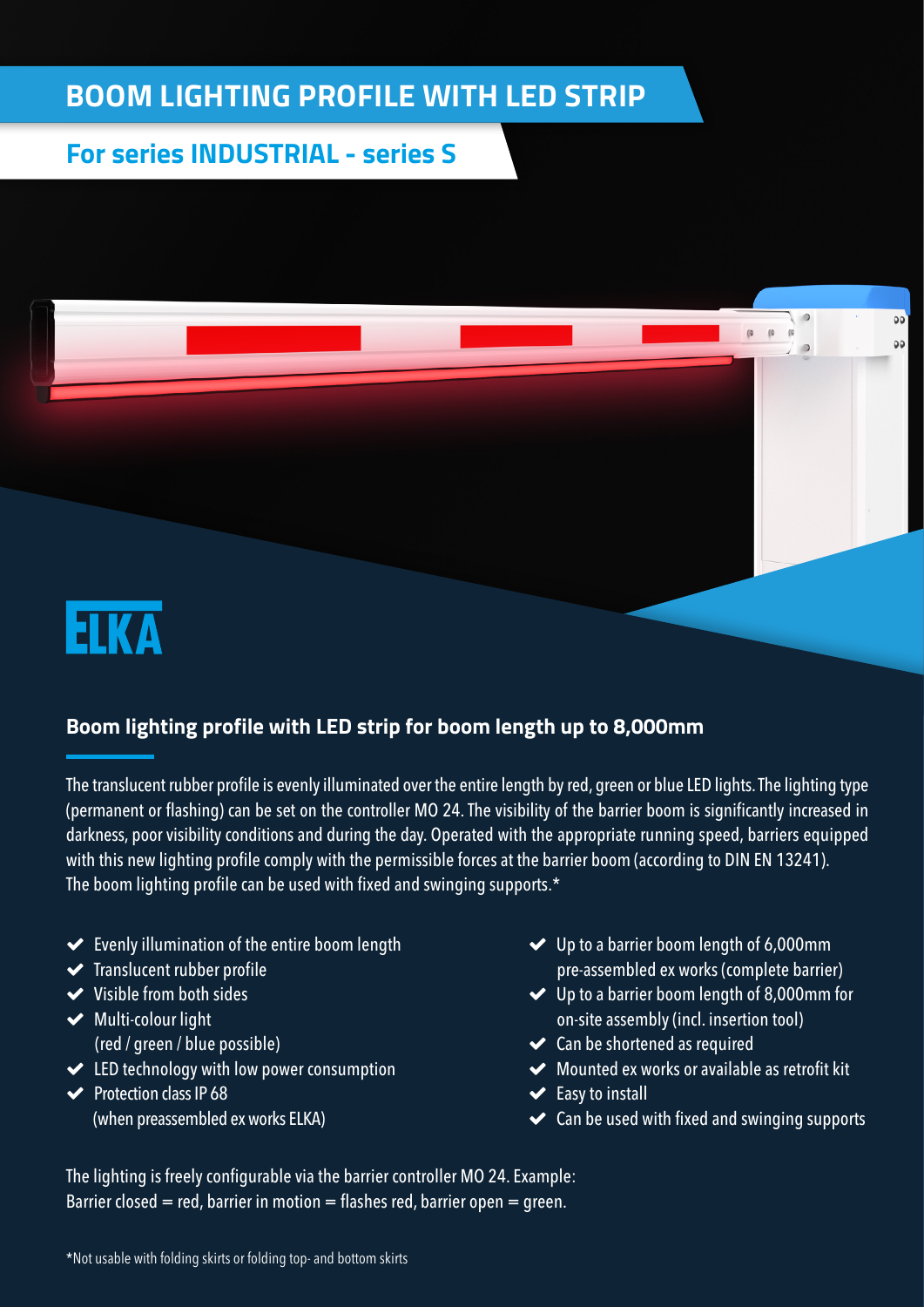# BOOM LIGHTING PROFILE WITH LED STRIP

## For series INDUSTRIAL - series S

ELKA

### Boom lighting profile with LED strip for boom length up to 8,000mm

The translucent rubber profile is evenly illuminated over the entire length by red, green or blue LED lights. The lighting type (permanent or flashing) can be set on the controller MO 24. The visibility of the barrier boom is significantly increased in darkness, poor visibility conditions and during the day. Operated with the appropriate running speed, barriers equipped with this new lighting profile comply with the permissible forces at the barrier boom (according to DIN EN 13241).
The boom lighting profile can be used with fixed and swinging supports.*

- ✔ Evenly illumination of the entire boom length
- ✔ Translucent rubber profile
- ✔ Visible from both sides
- ✔ Multi-colour light (red / green / blue possible)
- ✔ LED technology with low power consumption
- ✔ Protection class IP 68 (when preassembled ex works ELKA)
- ✔ Up to a barrier boom length of 6,000mm pre-assembled ex works (complete barrier)
- ✔ Up to a barrier boom length of 8,000mm for on-site assembly (incl. insertion tool)
- ✔ Can be shortened as required
- ✔ Mounted ex works or available as retrofit kit
- ✔ Easy to install
- ✔ Can be used with fixed and swinging supports

The lighting is freely configurable via the barrier controller MO 24. Example:
Barrier closed = red, barrier in motion = flashes red, barrier open = green.

*Not usable with folding skirts or folding top- and bottom skirts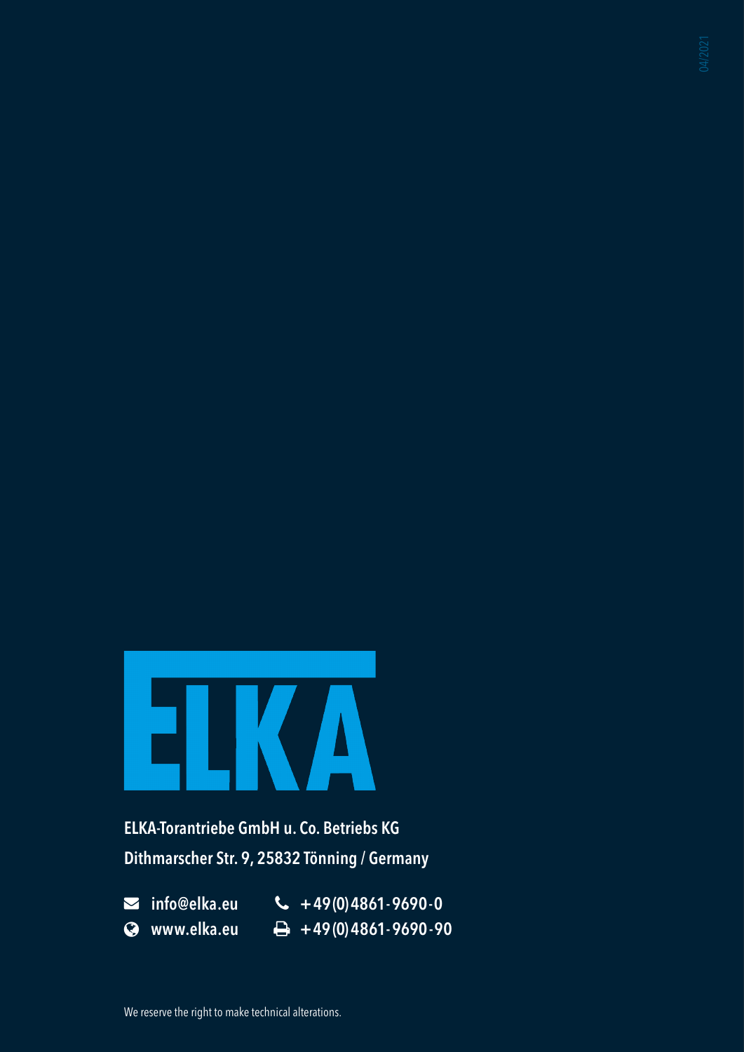ELKA

**ELKA-Torantriebe GmbH u. Co. Betriebs KG**
**Dithmarscher Str. 9, 25832 Tönning / Germany**

info@elka.eu
+49(0)4861-9690-0
www.elka.eu
+49(0)4861-9690-90

We reserve the right to make technical alterations.

04/2021